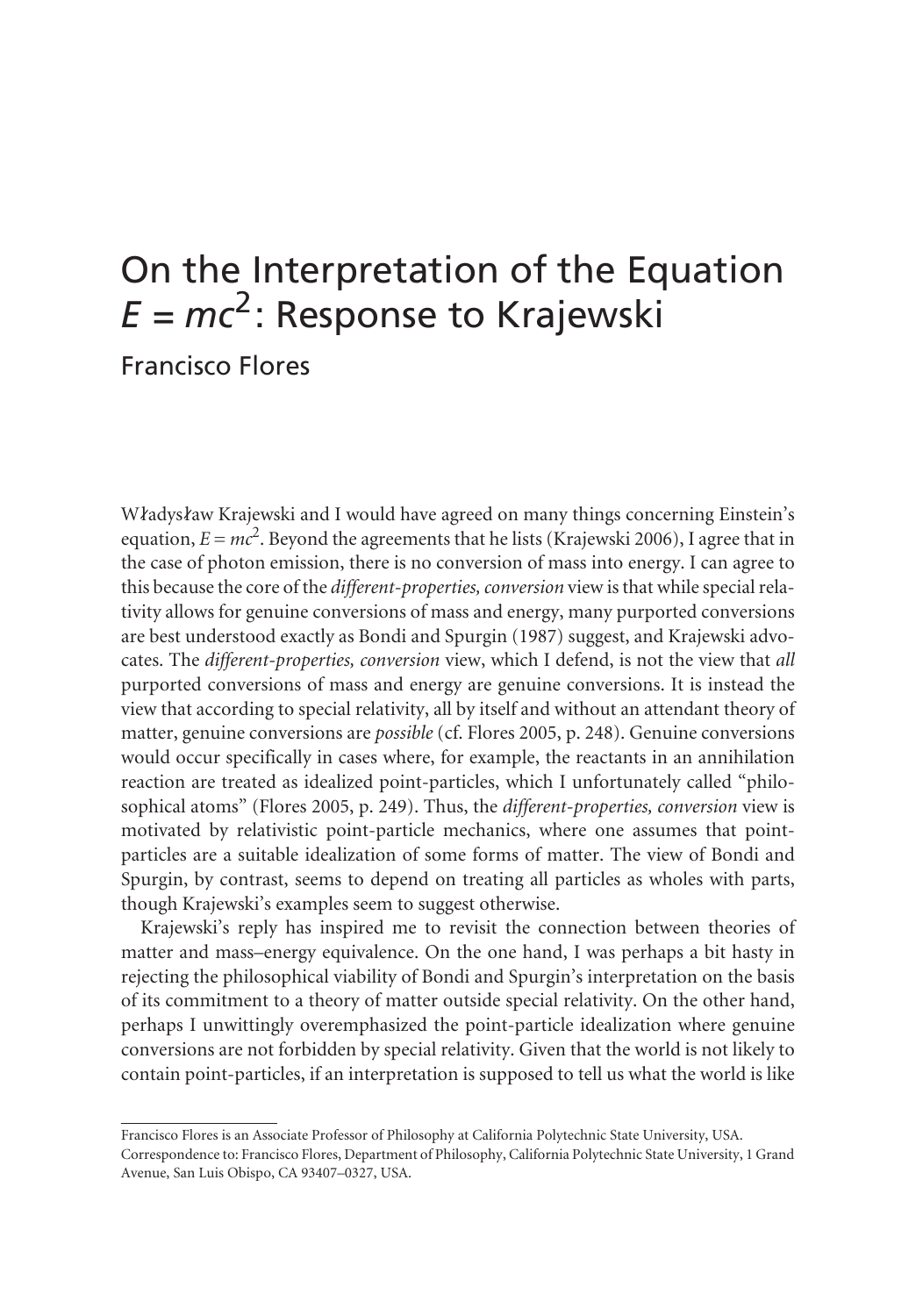# On the Interpretation of the Equation $E = mc^2$: Response to Krajewski

Francisco Flores

Władysław Krajewski and I would have agreed on many things concerning Einstein's equation, $E = mc^2$. Beyond the agreements that he lists (Krajewski 2006), I agree that in the case of photon emission, there is no conversion of mass into energy. I can agree to this because the core of the *different-properties, conversion* view is that while special relativity allows for genuine conversions of mass and energy, many purported conversions are best understood exactly as Bondi and Spurgin (1987) suggest, and Krajewski advocates. The *different-properties, conversion* view, which I defend, is not the view that *all* purported conversions of mass and energy are genuine conversions. It is instead the view that according to special relativity, all by itself and without an attendant theory of matter, genuine conversions are *possible* (cf. Flores 2005, p. 248). Genuine conversions would occur specifically in cases where, for example, the reactants in an annihilation reaction are treated as idealized point-particles, which I unfortunately called "philosophical atoms" (Flores 2005, p. 249). Thus, the *different-properties, conversion* view is motivated by relativistic point-particle mechanics, where one assumes that point-particles are a suitable idealization of some forms of matter. The view of Bondi and Spurgin, by contrast, seems to depend on treating all particles as wholes with parts, though Krajewski's examples seem to suggest otherwise.

Krajewski's reply has inspired me to revisit the connection between theories of matter and mass–energy equivalence. On the one hand, I was perhaps a bit hasty in rejecting the philosophical viability of Bondi and Spurgin's interpretation on the basis of its commitment to a theory of matter outside special relativity. On the other hand, perhaps I unwittingly overemphasized the point-particle idealization where genuine conversions are not forbidden by special relativity. Given that the world is not likely to contain point-particles, if an interpretation is supposed to tell us what the world is like

---

Francisco Flores is an Associate Professor of Philosophy at California Polytechnic State University, USA. Correspondence to: Francisco Flores, Department of Philosophy, California Polytechnic State University, 1 Grand Avenue, San Luis Obispo, CA 93407–0327, USA.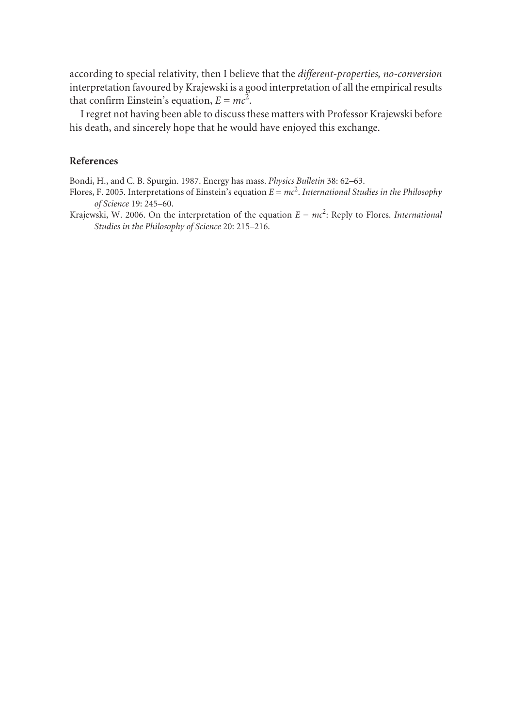according to special relativity, then I believe that the *different-properties, no-conversion* interpretation favoured by Krajewski is a good interpretation of all the empirical results that confirm Einstein's equation, $E = mc^2$.

I regret not having been able to discuss these matters with Professor Krajewski before his death, and sincerely hope that he would have enjoyed this exchange.

## References

Bondi, H., and C. B. Spurgin. 1987. Energy has mass. *Physics Bulletin* 38: 62–63.

Flores, F. 2005. Interpretations of Einstein's equation $E = mc^2$. *International Studies in the Philosophy of Science* 19: 245–60.

Krajewski, W. 2006. On the interpretation of the equation $E = mc^2$: Reply to Flores. *International Studies in the Philosophy of Science* 20: 215–216.